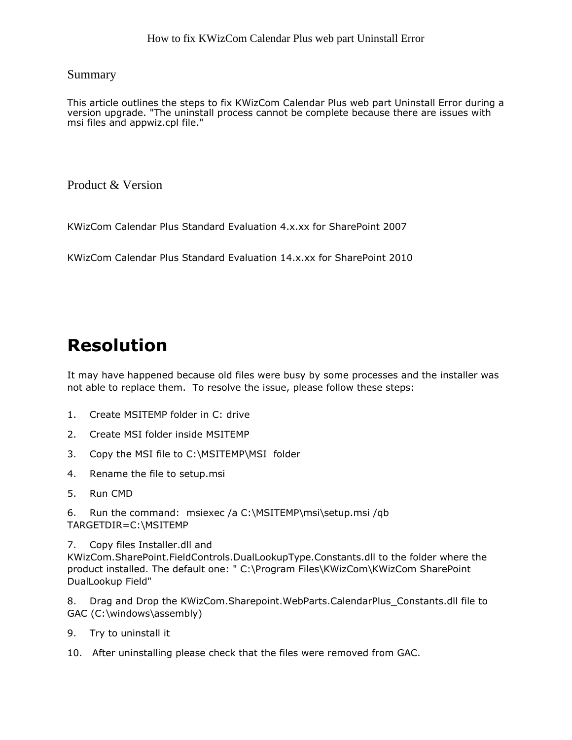# How to fix KWizCom Calendar Plus web part Uninstall Error

## Summary

This article outlines the steps to fix KWizCom Calendar Plus web part Uninstall Error during a version upgrade. "The uninstall process cannot be complete because there are issues with msi files and appwiz.cpl file."

## Product & Version

KWizCom Calendar Plus Standard Evaluation 4.x.xx for SharePoint 2007

KWizCom Calendar Plus Standard Evaluation 14.x.xx for SharePoint 2010

# Resolution

It may have happened because old files were busy by some processes and the installer was not able to replace them.  To resolve the issue, please follow these steps:

1. Create MSITEMP folder in C: drive
2. Create MSI folder inside MSITEMP
3. Copy the MSI file to C:\MSITEMP\MSI  folder
4. Rename the file to setup.msi
5. Run CMD
6. Run the command:  msiexec /a C:\MSITEMP\msi\setup.msi /qb TARGETDIR=C:\MSITEMP
7. Copy files Installer.dll and KWizCom.SharePoint.FieldControls.DualLookupType.Constants.dll to the folder where the product installed. The default one: " C:\Program Files\KWizCom\KWizCom SharePoint DualLookup Field"
8. Drag and Drop the KWizCom.Sharepoint.WebParts.CalendarPlus_Constants.dll file to GAC (C:\windows\assembly)
9. Try to uninstall it
10. After uninstalling please check that the files were removed from GAC.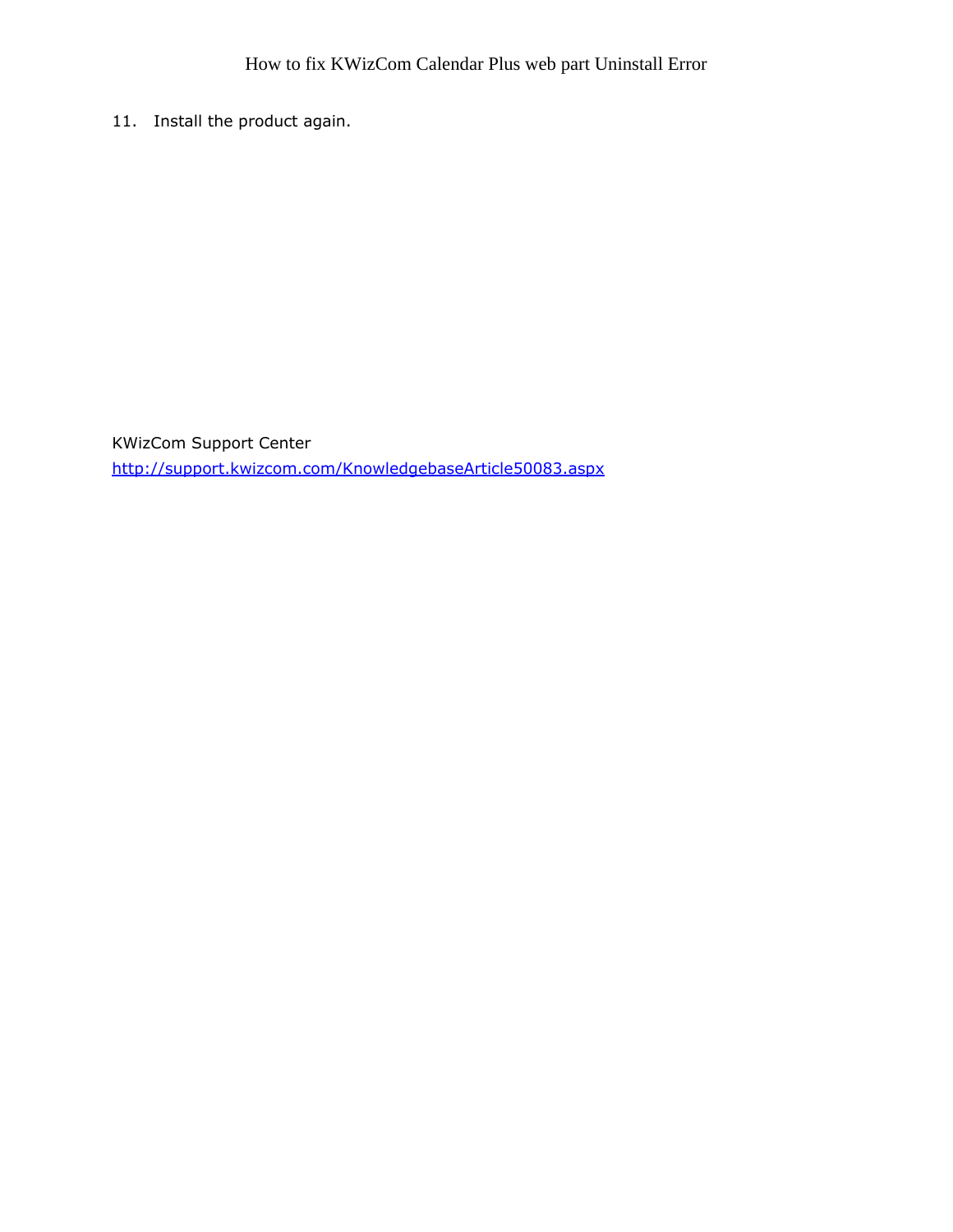11. Install the product again.

KWizCom Support Center
http://support.kwizcom.com/KnowledgebaseArticle50083.aspx